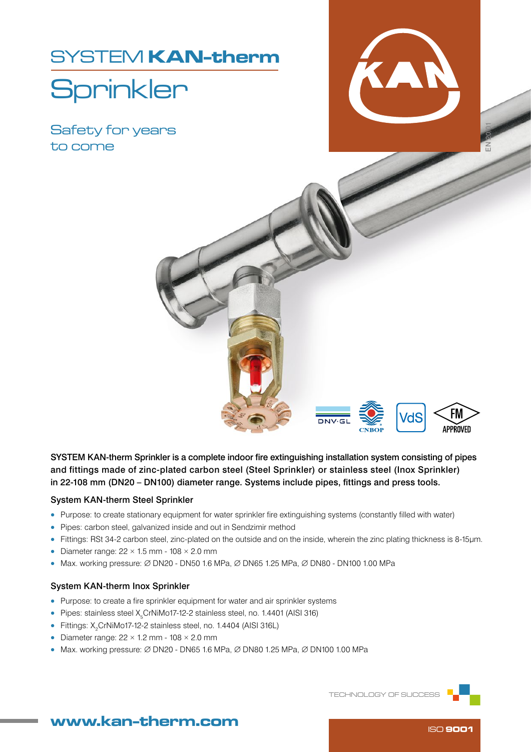# SYSTEM **KAN-therm**

# Sprinkler

Safety for years to come

EN 20.01

DNV·GL CNBOP VdS FM APPROVED

**SYSTEM KAN-therm Sprinkler is a complete indoor fire extinguishing installation system consisting of pipes and fittings made of zinc-plated carbon steel (Steel Sprinkler) or stainless steel (Inox Sprinkler) in 22-108 mm (DN20 – DN100) diameter range. Systems include pipes, fittings and press tools.**

## System KAN-therm Steel Sprinkler

- Purpose: to create stationary equipment for water sprinkler fire extinguishing systems (constantly filled with water)
- Pipes: carbon steel, galvanized inside and out in Sendzimir method
- Fittings: RSt 34-2 carbon steel, zinc-plated on the outside and on the inside, wherein the zinc plating thickness is 8-15µm.
- Diameter range: 22 × 1.5 mm - 108 × 2.0 mm
- Max. working pressure: ∅ DN20 - DN50 1.6 MPa, ∅ DN65 1.25 MPa, ∅ DN80 - DN100 1.00 MPa

## System KAN-therm Inox Sprinkler

- Purpose: to create a fire sprinkler equipment for water and air sprinkler systems
- Pipes: stainless steel $X_5CrNiMo17$-12-2 stainless steel, no. 1.4401 (AISI 316)
- Fittings: $X_2CrNiMo17$-12-2 stainless steel, no. 1.4404 (AISI 316L)
- Diameter range: 22 × 1.2 mm - 108 × 2.0 mm
- Max. working pressure: ∅ DN20 - DN65 1.6 MPa, ∅ DN80 1.25 MPa, ∅ DN100 1.00 MPa

TECHNOLOGY OF SUCCESS

**www.kan-therm.com**

ISO **9001**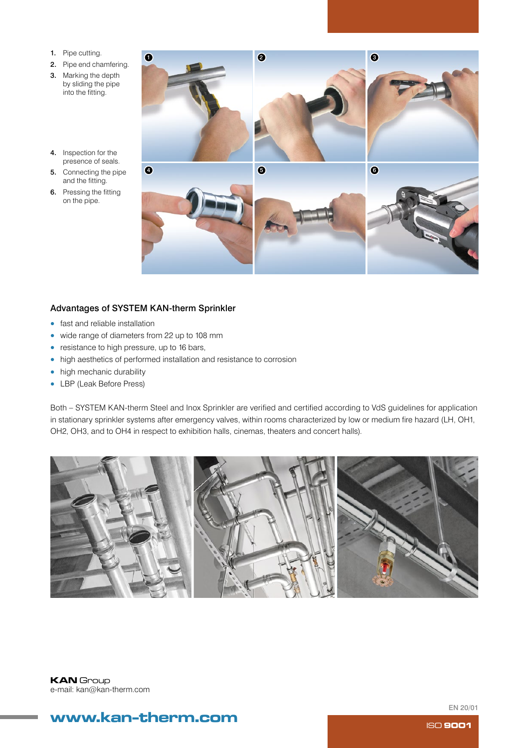1. Pipe cutting.
2. Pipe end chamfering.
3. Marking the depth by sliding the pipe into the fitting.
4. Inspection for the presence of seals.
5. Connecting the pipe and the fitting.
6. Pressing the fitting on the pipe.

## Advantages of SYSTEM KAN-therm Sprinkler

- fast and reliable installation
- wide range of diameters from 22 up to 108 mm
- resistance to high pressure, up to 16 bars,
- high aesthetics of performed installation and resistance to corrosion
- high mechanic durability
- LBP (Leak Before Press)

Both – SYSTEM KAN-therm Steel and Inox Sprinkler are verified and certified according to VdS guidelines for application in stationary sprinkler systems after emergency valves, within rooms characterized by low or medium fire hazard (LH, OH1, OH2, OH3, and to OH4 in respect to exhibition halls, cinemas, theaters and concert halls).

**KAN** Group
e-mail: kan@kan-therm.com

**www.kan-therm.com**

EN 20/01

ISO **9001**